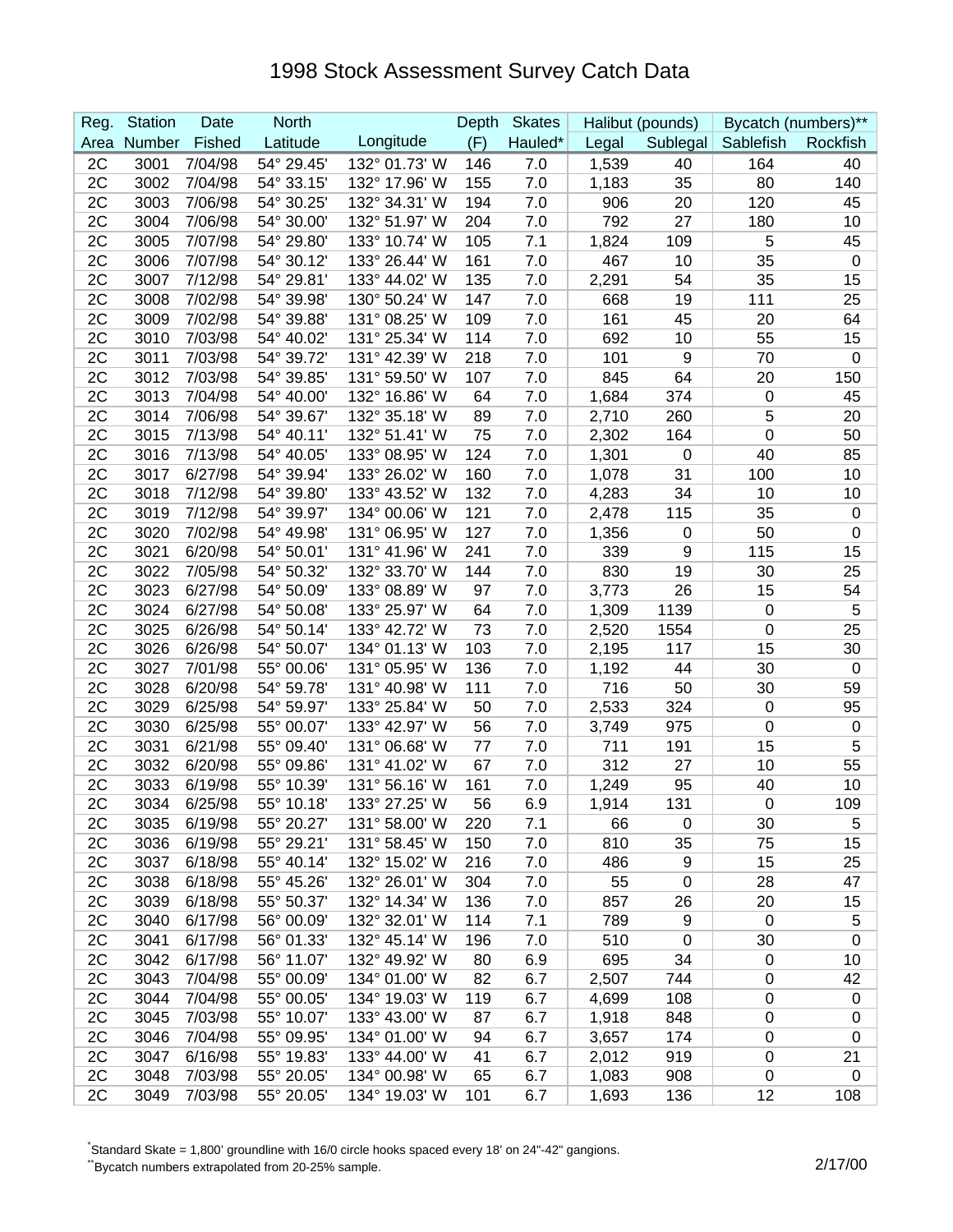# 1998 Stock Assessment Survey Catch Data

| Reg. | Station | Date | North | | Depth | Skates | Halibut (pounds) | | Bycatch (numbers)** | |
|---|---|---|---|---|---|---|---|---|---|---|
| Area | Number | Fished | Latitude | Longitude | (F) | Hauled* | Legal | Sublegal | Sablefish | Rockfish |
| 2C | 3001 | 7/04/98 | 54° 29.45' | 132° 01.73' W | 146 | 7.0 | 1,539 | 40 | 164 | 40 |
| 2C | 3002 | 7/04/98 | 54° 33.15' | 132° 17.96' W | 155 | 7.0 | 1,183 | 35 | 80 | 140 |
| 2C | 3003 | 7/06/98 | 54° 30.25' | 132° 34.31' W | 194 | 7.0 | 906 | 20 | 120 | 45 |
| 2C | 3004 | 7/06/98 | 54° 30.00' | 132° 51.97' W | 204 | 7.0 | 792 | 27 | 180 | 10 |
| 2C | 3005 | 7/07/98 | 54° 29.80' | 133° 10.74' W | 105 | 7.1 | 1,824 | 109 | 5 | 45 |
| 2C | 3006 | 7/07/98 | 54° 30.12' | 133° 26.44' W | 161 | 7.0 | 467 | 10 | 35 | 0 |
| 2C | 3007 | 7/12/98 | 54° 29.81' | 133° 44.02' W | 135 | 7.0 | 2,291 | 54 | 35 | 15 |
| 2C | 3008 | 7/02/98 | 54° 39.98' | 130° 50.24' W | 147 | 7.0 | 668 | 19 | 111 | 25 |
| 2C | 3009 | 7/02/98 | 54° 39.88' | 131° 08.25' W | 109 | 7.0 | 161 | 45 | 20 | 64 |
| 2C | 3010 | 7/03/98 | 54° 40.02' | 131° 25.34' W | 114 | 7.0 | 692 | 10 | 55 | 15 |
| 2C | 3011 | 7/03/98 | 54° 39.72' | 131° 42.39' W | 218 | 7.0 | 101 | 9 | 70 | 0 |
| 2C | 3012 | 7/03/98 | 54° 39.85' | 131° 59.50' W | 107 | 7.0 | 845 | 64 | 20 | 150 |
| 2C | 3013 | 7/04/98 | 54° 40.00' | 132° 16.86' W | 64 | 7.0 | 1,684 | 374 | 0 | 45 |
| 2C | 3014 | 7/06/98 | 54° 39.67' | 132° 35.18' W | 89 | 7.0 | 2,710 | 260 | 5 | 20 |
| 2C | 3015 | 7/13/98 | 54° 40.11' | 132° 51.41' W | 75 | 7.0 | 2,302 | 164 | 0 | 50 |
| 2C | 3016 | 7/13/98 | 54° 40.05' | 133° 08.95' W | 124 | 7.0 | 1,301 | 0 | 40 | 85 |
| 2C | 3017 | 6/27/98 | 54° 39.94' | 133° 26.02' W | 160 | 7.0 | 1,078 | 31 | 100 | 10 |
| 2C | 3018 | 7/12/98 | 54° 39.80' | 133° 43.52' W | 132 | 7.0 | 4,283 | 34 | 10 | 10 |
| 2C | 3019 | 7/12/98 | 54° 39.97' | 134° 00.06' W | 121 | 7.0 | 2,478 | 115 | 35 | 0 |
| 2C | 3020 | 7/02/98 | 54° 49.98' | 131° 06.95' W | 127 | 7.0 | 1,356 | 0 | 50 | 0 |
| 2C | 3021 | 6/20/98 | 54° 50.01' | 131° 41.96' W | 241 | 7.0 | 339 | 9 | 115 | 15 |
| 2C | 3022 | 7/05/98 | 54° 50.32' | 132° 33.70' W | 144 | 7.0 | 830 | 19 | 30 | 25 |
| 2C | 3023 | 6/27/98 | 54° 50.09' | 133° 08.89' W | 97 | 7.0 | 3,773 | 26 | 15 | 54 |
| 2C | 3024 | 6/27/98 | 54° 50.08' | 133° 25.97' W | 64 | 7.0 | 1,309 | 1139 | 0 | 5 |
| 2C | 3025 | 6/26/98 | 54° 50.14' | 133° 42.72' W | 73 | 7.0 | 2,520 | 1554 | 0 | 25 |
| 2C | 3026 | 6/26/98 | 54° 50.07' | 134° 01.13' W | 103 | 7.0 | 2,195 | 117 | 15 | 30 |
| 2C | 3027 | 7/01/98 | 55° 00.06' | 131° 05.95' W | 136 | 7.0 | 1,192 | 44 | 30 | 0 |
| 2C | 3028 | 6/20/98 | 54° 59.78' | 131° 40.98' W | 111 | 7.0 | 716 | 50 | 30 | 59 |
| 2C | 3029 | 6/25/98 | 54° 59.97' | 133° 25.84' W | 50 | 7.0 | 2,533 | 324 | 0 | 95 |
| 2C | 3030 | 6/25/98 | 55° 00.07' | 133° 42.97' W | 56 | 7.0 | 3,749 | 975 | 0 | 0 |
| 2C | 3031 | 6/21/98 | 55° 09.40' | 131° 06.68' W | 77 | 7.0 | 711 | 191 | 15 | 5 |
| 2C | 3032 | 6/20/98 | 55° 09.86' | 131° 41.02' W | 67 | 7.0 | 312 | 27 | 10 | 55 |
| 2C | 3033 | 6/19/98 | 55° 10.39' | 131° 56.16' W | 161 | 7.0 | 1,249 | 95 | 40 | 10 |
| 2C | 3034 | 6/25/98 | 55° 10.18' | 133° 27.25' W | 56 | 6.9 | 1,914 | 131 | 0 | 109 |
| 2C | 3035 | 6/19/98 | 55° 20.27' | 131° 58.00' W | 220 | 7.1 | 66 | 0 | 30 | 5 |
| 2C | 3036 | 6/19/98 | 55° 29.21' | 131° 58.45' W | 150 | 7.0 | 810 | 35 | 75 | 15 |
| 2C | 3037 | 6/18/98 | 55° 40.14' | 132° 15.02' W | 216 | 7.0 | 486 | 9 | 15 | 25 |
| 2C | 3038 | 6/18/98 | 55° 45.26' | 132° 26.01' W | 304 | 7.0 | 55 | 0 | 28 | 47 |
| 2C | 3039 | 6/18/98 | 55° 50.37' | 132° 14.34' W | 136 | 7.0 | 857 | 26 | 20 | 15 |
| 2C | 3040 | 6/17/98 | 56° 00.09' | 132° 32.01' W | 114 | 7.1 | 789 | 9 | 0 | 5 |
| 2C | 3041 | 6/17/98 | 56° 01.33' | 132° 45.14' W | 196 | 7.0 | 510 | 0 | 30 | 0 |
| 2C | 3042 | 6/17/98 | 56° 11.07' | 132° 49.92' W | 80 | 6.9 | 695 | 34 | 0 | 10 |
| 2C | 3043 | 7/04/98 | 55° 00.09' | 134° 01.00' W | 82 | 6.7 | 2,507 | 744 | 0 | 42 |
| 2C | 3044 | 7/04/98 | 55° 00.05' | 134° 19.03' W | 119 | 6.7 | 4,699 | 108 | 0 | 0 |
| 2C | 3045 | 7/03/98 | 55° 10.07' | 133° 43.00' W | 87 | 6.7 | 1,918 | 848 | 0 | 0 |
| 2C | 3046 | 7/04/98 | 55° 09.95' | 134° 01.00' W | 94 | 6.7 | 3,657 | 174 | 0 | 0 |
| 2C | 3047 | 6/16/98 | 55° 19.83' | 133° 44.00' W | 41 | 6.7 | 2,012 | 919 | 0 | 21 |
| 2C | 3048 | 7/03/98 | 55° 20.05' | 134° 00.98' W | 65 | 6.7 | 1,083 | 908 | 0 | 0 |
| 2C | 3049 | 7/03/98 | 55° 20.05' | 134° 19.03' W | 101 | 6.7 | 1,693 | 136 | 12 | 108 |

*Standard Skate = 1,800' groundline with 16/0 circle hooks spaced every 18' on 24"-42" gangions.

**Bycatch numbers extrapolated from 20-25% sample.

2/17/00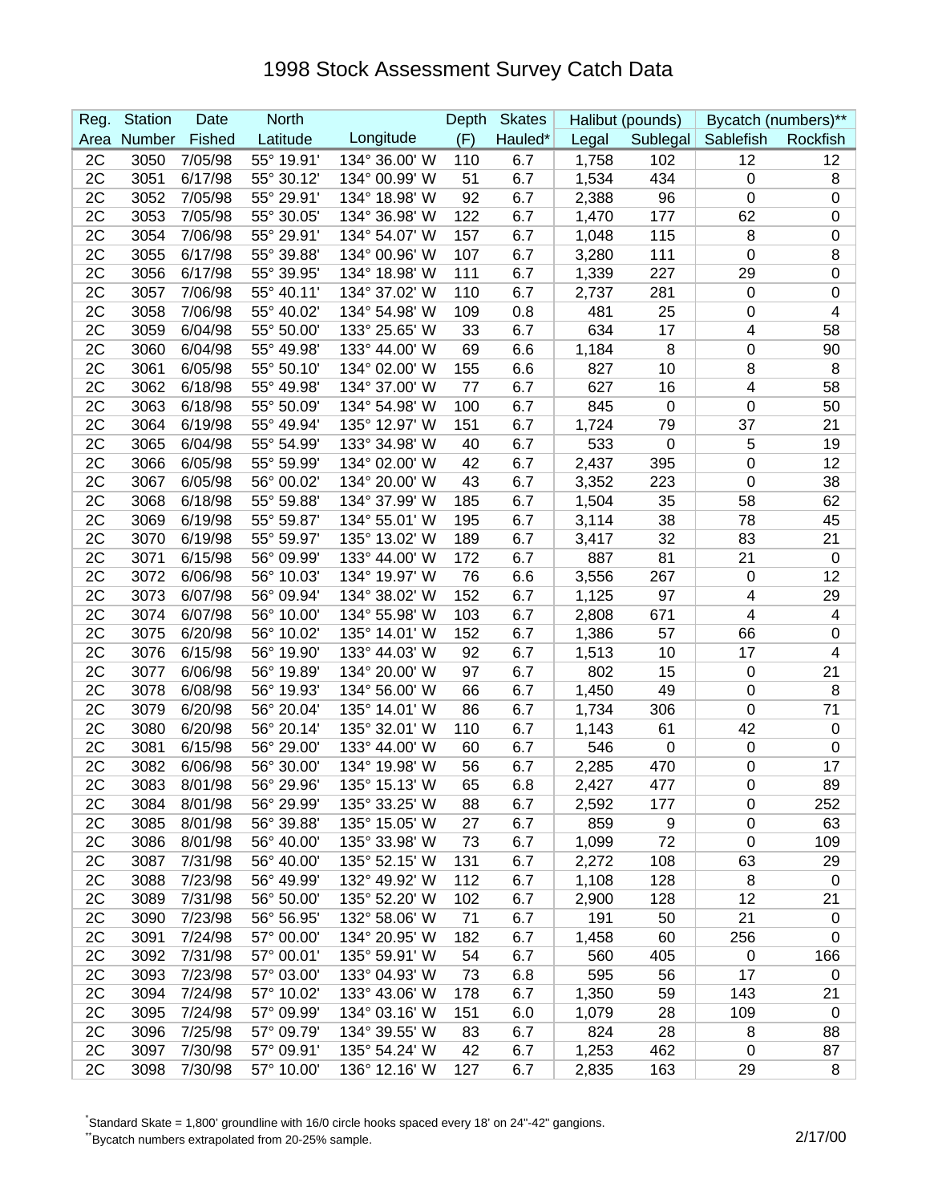# 1998 Stock Assessment Survey Catch Data

| Reg. Area | Station Number | Date Fished | North Latitude | Longitude | Depth (F) | Skates Hauled* | Halibut (pounds) | | Bycatch (numbers)** | |
|---|---|---|---|---|---|---|---|---|---|---|
| | | | | | | | Legal | Sublegal | Sablefish | Rockfish |
| 2C | 3050 | 7/05/98 | 55° 19.91' | 134° 36.00' W | 110 | 6.7 | 1,758 | 102 | 12 | 12 |
| 2C | 3051 | 6/17/98 | 55° 30.12' | 134° 00.99' W | 51 | 6.7 | 1,534 | 434 | 0 | 8 |
| 2C | 3052 | 7/05/98 | 55° 29.91' | 134° 18.98' W | 92 | 6.7 | 2,388 | 96 | 0 | 0 |
| 2C | 3053 | 7/05/98 | 55° 30.05' | 134° 36.98' W | 122 | 6.7 | 1,470 | 177 | 62 | 0 |
| 2C | 3054 | 7/06/98 | 55° 29.91' | 134° 54.07' W | 157 | 6.7 | 1,048 | 115 | 8 | 0 |
| 2C | 3055 | 6/17/98 | 55° 39.88' | 134° 00.96' W | 107 | 6.7 | 3,280 | 111 | 0 | 8 |
| 2C | 3056 | 6/17/98 | 55° 39.95' | 134° 18.98' W | 111 | 6.7 | 1,339 | 227 | 29 | 0 |
| 2C | 3057 | 7/06/98 | 55° 40.11' | 134° 37.02' W | 110 | 6.7 | 2,737 | 281 | 0 | 0 |
| 2C | 3058 | 7/06/98 | 55° 40.02' | 134° 54.98' W | 109 | 0.8 | 481 | 25 | 0 | 4 |
| 2C | 3059 | 6/04/98 | 55° 50.00' | 133° 25.65' W | 33 | 6.7 | 634 | 17 | 4 | 58 |
| 2C | 3060 | 6/04/98 | 55° 49.98' | 133° 44.00' W | 69 | 6.6 | 1,184 | 8 | 0 | 90 |
| 2C | 3061 | 6/05/98 | 55° 50.10' | 134° 02.00' W | 155 | 6.6 | 827 | 10 | 8 | 8 |
| 2C | 3062 | 6/18/98 | 55° 49.98' | 134° 37.00' W | 77 | 6.7 | 627 | 16 | 4 | 58 |
| 2C | 3063 | 6/18/98 | 55° 50.09' | 134° 54.98' W | 100 | 6.7 | 845 | 0 | 0 | 50 |
| 2C | 3064 | 6/19/98 | 55° 49.94' | 135° 12.97' W | 151 | 6.7 | 1,724 | 79 | 37 | 21 |
| 2C | 3065 | 6/04/98 | 55° 54.99' | 133° 34.98' W | 40 | 6.7 | 533 | 0 | 5 | 19 |
| 2C | 3066 | 6/05/98 | 55° 59.99' | 134° 02.00' W | 42 | 6.7 | 2,437 | 395 | 0 | 12 |
| 2C | 3067 | 6/05/98 | 56° 00.02' | 134° 20.00' W | 43 | 6.7 | 3,352 | 223 | 0 | 38 |
| 2C | 3068 | 6/18/98 | 55° 59.88' | 134° 37.99' W | 185 | 6.7 | 1,504 | 35 | 58 | 62 |
| 2C | 3069 | 6/19/98 | 55° 59.87' | 134° 55.01' W | 195 | 6.7 | 3,114 | 38 | 78 | 45 |
| 2C | 3070 | 6/19/98 | 55° 59.97' | 135° 13.02' W | 189 | 6.7 | 3,417 | 32 | 83 | 21 |
| 2C | 3071 | 6/15/98 | 56° 09.99' | 133° 44.00' W | 172 | 6.7 | 887 | 81 | 21 | 0 |
| 2C | 3072 | 6/06/98 | 56° 10.03' | 134° 19.97' W | 76 | 6.6 | 3,556 | 267 | 0 | 12 |
| 2C | 3073 | 6/07/98 | 56° 09.94' | 134° 38.02' W | 152 | 6.7 | 1,125 | 97 | 4 | 29 |
| 2C | 3074 | 6/07/98 | 56° 10.00' | 134° 55.98' W | 103 | 6.7 | 2,808 | 671 | 4 | 4 |
| 2C | 3075 | 6/20/98 | 56° 10.02' | 135° 14.01' W | 152 | 6.7 | 1,386 | 57 | 66 | 0 |
| 2C | 3076 | 6/15/98 | 56° 19.90' | 133° 44.03' W | 92 | 6.7 | 1,513 | 10 | 17 | 4 |
| 2C | 3077 | 6/06/98 | 56° 19.89' | 134° 20.00' W | 97 | 6.7 | 802 | 15 | 0 | 21 |
| 2C | 3078 | 6/08/98 | 56° 19.93' | 134° 56.00' W | 66 | 6.7 | 1,450 | 49 | 0 | 8 |
| 2C | 3079 | 6/20/98 | 56° 20.04' | 135° 14.01' W | 86 | 6.7 | 1,734 | 306 | 0 | 71 |
| 2C | 3080 | 6/20/98 | 56° 20.14' | 135° 32.01' W | 110 | 6.7 | 1,143 | 61 | 42 | 0 |
| 2C | 3081 | 6/15/98 | 56° 29.00' | 133° 44.00' W | 60 | 6.7 | 546 | 0 | 0 | 0 |
| 2C | 3082 | 6/06/98 | 56° 30.00' | 134° 19.98' W | 56 | 6.7 | 2,285 | 470 | 0 | 17 |
| 2C | 3083 | 8/01/98 | 56° 29.96' | 135° 15.13' W | 65 | 6.8 | 2,427 | 477 | 0 | 89 |
| 2C | 3084 | 8/01/98 | 56° 29.99' | 135° 33.25' W | 88 | 6.7 | 2,592 | 177 | 0 | 252 |
| 2C | 3085 | 8/01/98 | 56° 39.88' | 135° 15.05' W | 27 | 6.7 | 859 | 9 | 0 | 63 |
| 2C | 3086 | 8/01/98 | 56° 40.00' | 135° 33.98' W | 73 | 6.7 | 1,099 | 72 | 0 | 109 |
| 2C | 3087 | 7/31/98 | 56° 40.00' | 135° 52.15' W | 131 | 6.7 | 2,272 | 108 | 63 | 29 |
| 2C | 3088 | 7/23/98 | 56° 49.99' | 132° 49.92' W | 112 | 6.7 | 1,108 | 128 | 8 | 0 |
| 2C | 3089 | 7/31/98 | 56° 50.00' | 135° 52.20' W | 102 | 6.7 | 2,900 | 128 | 12 | 21 |
| 2C | 3090 | 7/23/98 | 56° 56.95' | 132° 58.06' W | 71 | 6.7 | 191 | 50 | 21 | 0 |
| 2C | 3091 | 7/24/98 | 57° 00.00' | 134° 20.95' W | 182 | 6.7 | 1,458 | 60 | 256 | 0 |
| 2C | 3092 | 7/31/98 | 57° 00.01' | 135° 59.91' W | 54 | 6.7 | 560 | 405 | 0 | 166 |
| 2C | 3093 | 7/23/98 | 57° 03.00' | 133° 04.93' W | 73 | 6.8 | 595 | 56 | 17 | 0 |
| 2C | 3094 | 7/24/98 | 57° 10.02' | 133° 43.06' W | 178 | 6.7 | 1,350 | 59 | 143 | 21 |
| 2C | 3095 | 7/24/98 | 57° 09.99' | 134° 03.16' W | 151 | 6.0 | 1,079 | 28 | 109 | 0 |
| 2C | 3096 | 7/25/98 | 57° 09.79' | 134° 39.55' W | 83 | 6.7 | 824 | 28 | 8 | 88 |
| 2C | 3097 | 7/30/98 | 57° 09.91' | 135° 54.24' W | 42 | 6.7 | 1,253 | 462 | 0 | 87 |
| 2C | 3098 | 7/30/98 | 57° 10.00' | 136° 12.16' W | 127 | 6.7 | 2,835 | 163 | 29 | 8 |

*Standard Skate = 1,800' groundline with 16/0 circle hooks spaced every 18' on 24"-42" gangions.

**Bycatch numbers extrapolated from 20-25% sample.

2/17/00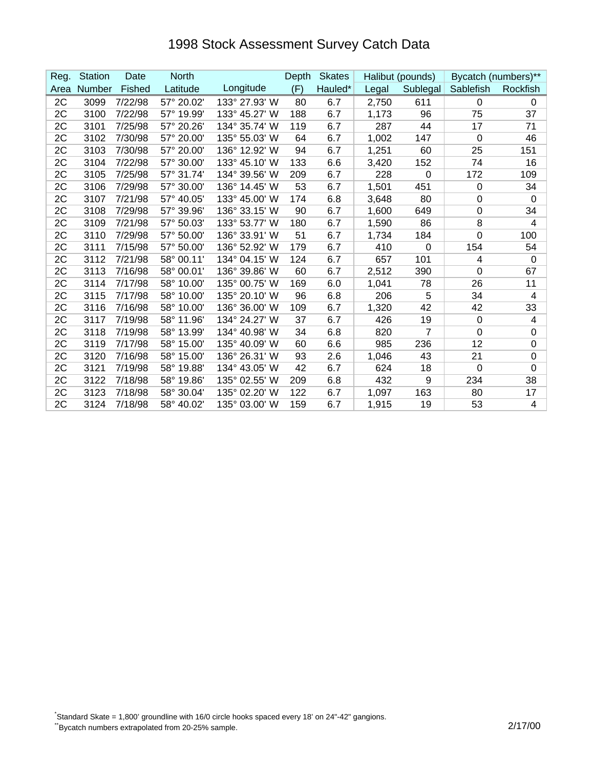# 1998 Stock Assessment Survey Catch Data

| Reg. Area | Station Number | Date Fished | North Latitude | Longitude | Depth (F) | Skates Hauled* | Halibut (pounds) | | Bycatch (numbers)** | |
|---|---|---|---|---|---|---|---|---|---|---|
| | | | | | | | Legal | Sublegal | Sablefish | Rockfish |
| 2C | 3099 | 7/22/98 | 57° 20.02' | 133° 27.93' W | 80 | 6.7 | 2,750 | 611 | 0 | 0 |
| 2C | 3100 | 7/22/98 | 57° 19.99' | 133° 45.27' W | 188 | 6.7 | 1,173 | 96 | 75 | 37 |
| 2C | 3101 | 7/25/98 | 57° 20.26' | 134° 35.74' W | 119 | 6.7 | 287 | 44 | 17 | 71 |
| 2C | 3102 | 7/30/98 | 57° 20.00' | 135° 55.03' W | 64 | 6.7 | 1,002 | 147 | 0 | 46 |
| 2C | 3103 | 7/30/98 | 57° 20.00' | 136° 12.92' W | 94 | 6.7 | 1,251 | 60 | 25 | 151 |
| 2C | 3104 | 7/22/98 | 57° 30.00' | 133° 45.10' W | 133 | 6.6 | 3,420 | 152 | 74 | 16 |
| 2C | 3105 | 7/25/98 | 57° 31.74' | 134° 39.56' W | 209 | 6.7 | 228 | 0 | 172 | 109 |
| 2C | 3106 | 7/29/98 | 57° 30.00' | 136° 14.45' W | 53 | 6.7 | 1,501 | 451 | 0 | 34 |
| 2C | 3107 | 7/21/98 | 57° 40.05' | 133° 45.00' W | 174 | 6.8 | 3,648 | 80 | 0 | 0 |
| 2C | 3108 | 7/29/98 | 57° 39.96' | 136° 33.15' W | 90 | 6.7 | 1,600 | 649 | 0 | 34 |
| 2C | 3109 | 7/21/98 | 57° 50.03' | 133° 53.77' W | 180 | 6.7 | 1,590 | 86 | 8 | 4 |
| 2C | 3110 | 7/29/98 | 57° 50.00' | 136° 33.91' W | 51 | 6.7 | 1,734 | 184 | 0 | 100 |
| 2C | 3111 | 7/15/98 | 57° 50.00' | 136° 52.92' W | 179 | 6.7 | 410 | 0 | 154 | 54 |
| 2C | 3112 | 7/21/98 | 58° 00.11' | 134° 04.15' W | 124 | 6.7 | 657 | 101 | 4 | 0 |
| 2C | 3113 | 7/16/98 | 58° 00.01' | 136° 39.86' W | 60 | 6.7 | 2,512 | 390 | 0 | 67 |
| 2C | 3114 | 7/17/98 | 58° 10.00' | 135° 00.75' W | 169 | 6.0 | 1,041 | 78 | 26 | 11 |
| 2C | 3115 | 7/17/98 | 58° 10.00' | 135° 20.10' W | 96 | 6.8 | 206 | 5 | 34 | 4 |
| 2C | 3116 | 7/16/98 | 58° 10.00' | 136° 36.00' W | 109 | 6.7 | 1,320 | 42 | 42 | 33 |
| 2C | 3117 | 7/19/98 | 58° 11.96' | 134° 24.27' W | 37 | 6.7 | 426 | 19 | 0 | 4 |
| 2C | 3118 | 7/19/98 | 58° 13.99' | 134° 40.98' W | 34 | 6.8 | 820 | 7 | 0 | 0 |
| 2C | 3119 | 7/17/98 | 58° 15.00' | 135° 40.09' W | 60 | 6.6 | 985 | 236 | 12 | 0 |
| 2C | 3120 | 7/16/98 | 58° 15.00' | 136° 26.31' W | 93 | 2.6 | 1,046 | 43 | 21 | 0 |
| 2C | 3121 | 7/19/98 | 58° 19.88' | 134° 43.05' W | 42 | 6.7 | 624 | 18 | 0 | 0 |
| 2C | 3122 | 7/18/98 | 58° 19.86' | 135° 02.55' W | 209 | 6.8 | 432 | 9 | 234 | 38 |
| 2C | 3123 | 7/18/98 | 58° 30.04' | 135° 02.20' W | 122 | 6.7 | 1,097 | 163 | 80 | 17 |
| 2C | 3124 | 7/18/98 | 58° 40.02' | 135° 03.00' W | 159 | 6.7 | 1,915 | 19 | 53 | 4 |

*Standard Skate = 1,800' groundline with 16/0 circle hooks spaced every 18' on 24"-42" gangions.

**Bycatch numbers extrapolated from 20-25% sample.

2/17/00